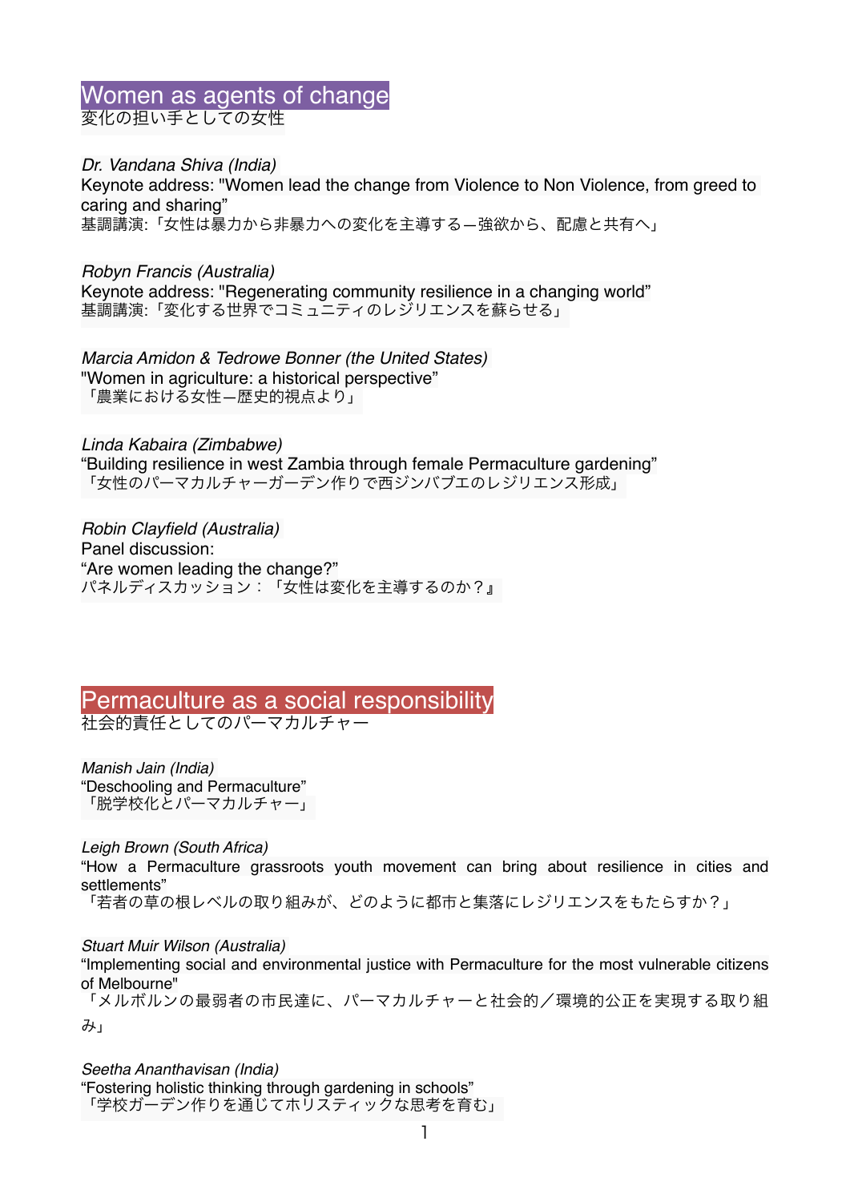## Women as agents of change
変化の担い手としての女性

*Dr. Vandana Shiva (India)*
Keynote address: "Women lead the change from Violence to Non Violence, from greed to caring and sharing”
基調講演:「女性は暴力から非暴力への変化を主導するー強欲から、配慮と共有へ」

*Robyn Francis (Australia)*
Keynote address: "Regenerating community resilience in a changing world”
基調講演:「変化する世界でコミュニティのレジリエンスを蘇らせる」

*Marcia Amidon & Tedrowe Bonner (the United States)*
"Women in agriculture: a historical perspective”
「農業における女性ー歴史的視点より」

*Linda Kabaira (Zimbabwe)*
“Building resilience in west Zambia through female Permaculture gardening”
「女性のパーマカルチャーガーデン作りで西ジンバブエのレジリエンス形成」

*Robin Clayfield (Australia)*
Panel discussion:
“Are women leading the change?”
パネルディスカッション：「女性は変化を主導するのか？』

## Permaculture as a social responsibility
社会的責任としてのパーマカルチャー

*Manish Jain (India)*
“Deschooling and Permaculture”
「脱学校化とパーマカルチャー」

*Leigh Brown (South Africa)*
“How a Permaculture grassroots youth movement can bring about resilience in cities and settlements”
「若者の草の根レベルの取り組みが、どのように都市と集落にレジリエンスをもたらすか？」

*Stuart Muir Wilson (Australia)*
“Implementing social and environmental justice with Permaculture for the most vulnerable citizens of Melbourne"
「メルボルンの最弱者の市民達に、パーマカルチャーと社会的／環境的公正を実現する取り組み」

*Seetha Ananthavisan (India)*
“Fostering holistic thinking through gardening in schools”
「学校ガーデン作りを通じてホリスティックな思考を育む」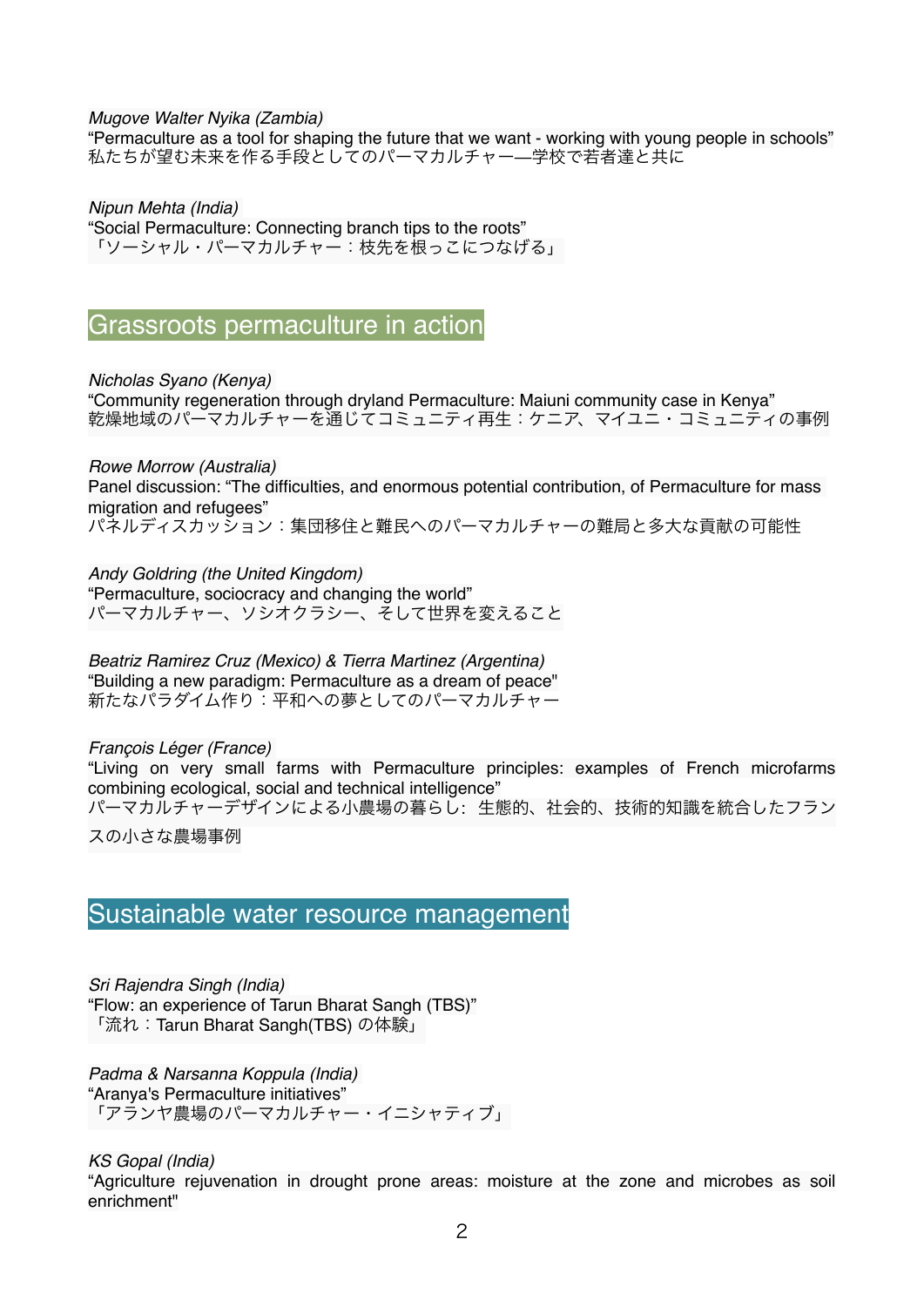*Mugove Walter Nyika (Zambia)*
“Permaculture as a tool for shaping the future that we want - working with young people in schools”
私たちが望む未来を作る手段としてのパーマカルチャー—学校で若者達と共に

*Nipun Mehta (India)*
“Social Permaculture: Connecting branch tips to the roots”
「ソーシャル・パーマカルチャー：枝先を根っこにつなげる」

## Grassroots permaculture in action

*Nicholas Syano (Kenya)*
“Community regeneration through dryland Permaculture: Maiuni community case in Kenya”
乾燥地域のパーマカルチャーを通じてコミュニティ再生：ケニア、マイユニ・コミュニティの事例

*Rowe Morrow (Australia)*
Panel discussion: “The difficulties, and enormous potential contribution, of Permaculture for mass migration and refugees”
パネルディスカッション：集団移住と難民へのパーマカルチャーの難局と多大な貢献の可能性

*Andy Goldring (the United Kingdom)*
“Permaculture, sociocracy and changing the world”
パーマカルチャー、ソシオクラシー、そして世界を変えること

*Beatriz Ramirez Cruz (Mexico) & Tierra Martinez (Argentina)*
“Building a new paradigm: Permaculture as a dream of peace"
新たなパラダイム作り：平和への夢としてのパーマカルチャー

*François Léger (France)*
“Living on very small farms with Permaculture principles: examples of French microfarms combining ecological, social and technical intelligence”
パーマカルチャーデザインによる小農場の暮らし：生態的、社会的、技術的知識を統合したフランスの小さな農場事例

## Sustainable water resource management

*Sri Rajendra Singh (India)*
“Flow: an experience of Tarun Bharat Sangh (TBS)”
「流れ：Tarun Bharat Sangh(TBS) の体験」

*Padma & Narsanna Koppula (India)*
“Aranya's Permaculture initiatives”
「アランヤ農場のパーマカルチャー・イニシャティブ」

*KS Gopal (India)*
“Agriculture rejuvenation in drought prone areas: moisture at the zone and microbes as soil enrichment"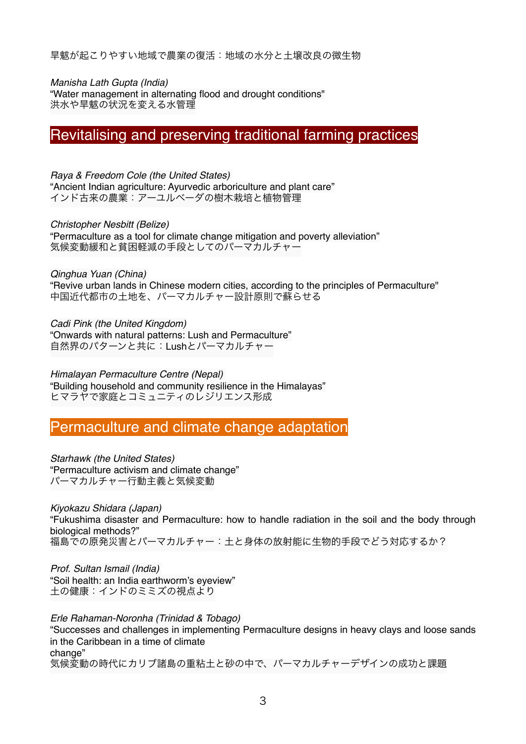旱魃が起こりやすい地域で農業の復活：地域の水分と土壌改良の微生物

*Manisha Lath Gupta (India)*
“Water management in alternating flood and drought conditions"
洪水や旱魃の状況を変える水管理

## Revitalising and preserving traditional farming practices

*Raya & Freedom Cole (the United States)*
“Ancient Indian agriculture: Ayurvedic arboriculture and plant care”
インド古来の農業：アーユルベーダの樹木栽培と植物管理

*Christopher Nesbitt (Belize)*
“Permaculture as a tool for climate change mitigation and poverty alleviation”
気候変動緩和と貧困軽減の手段としてのパーマカルチャー

*Qinghua Yuan (China)*
“Revive urban lands in Chinese modern cities, according to the principles of Permaculture"
中国近代都市の土地を、パーマカルチャー設計原則で蘇らせる

*Cadi Pink (the United Kingdom)*
“Onwards with natural patterns: Lush and Permaculture”
自然界のパターンと共に：Lushとパーマカルチャー

*Himalayan Permaculture Centre (Nepal)*
“Building household and community resilience in the Himalayas”
ヒマラヤで家庭とコミュニティのレジリエンス形成

## Permaculture and climate change adaptation

*Starhawk (the United States)*
“Permaculture activism and climate change”
パーマカルチャー行動主義と気候変動

*Kiyokazu Shidara (Japan)*
“Fukushima disaster and Permaculture: how to handle radiation in the soil and the body through biological methods?”
福島での原発災害とパーマカルチャー：土と身体の放射能に生物的手段でどう対応するか？

*Prof. Sultan Ismail (India)*
“Soil health: an India earthworm’s eyeview”
土の健康：インドのミミズの視点より

*Erle Rahaman-Noronha (Trinidad & Tobago)*
“Successes and challenges in implementing Permaculture designs in heavy clays and loose sands in the Caribbean in a time of climate change”
気候変動の時代にカリブ諸島の重粘土と砂の中で、パーマカルチャーデザインの成功と課題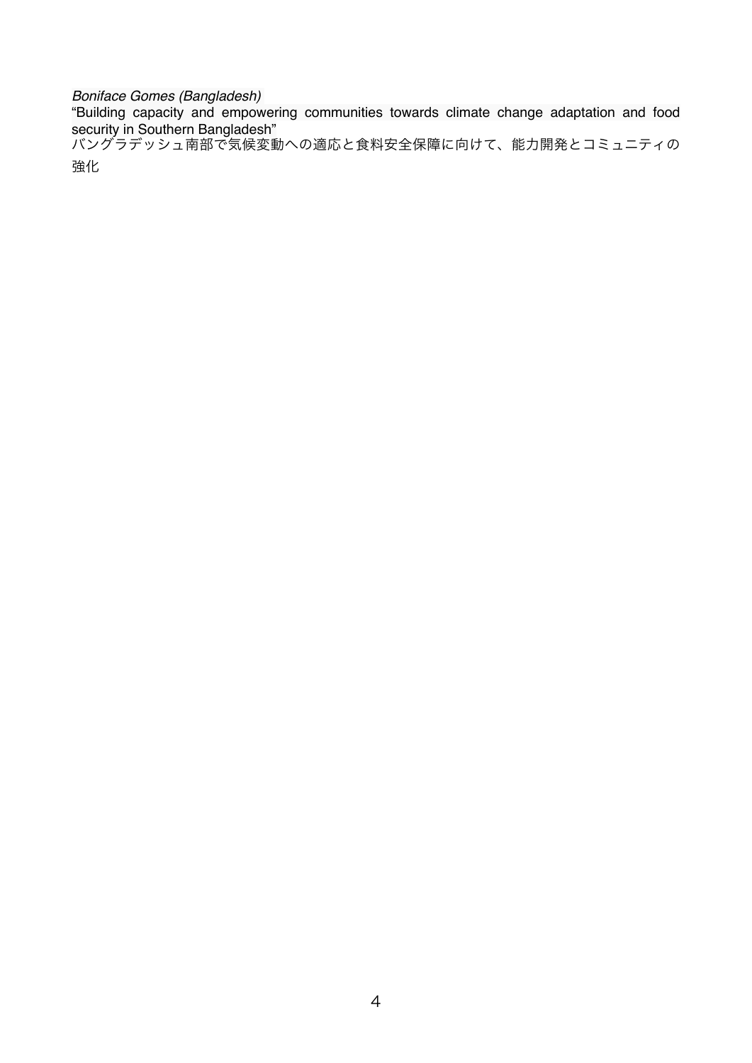*Boniface Gomes (Bangladesh)*

"Building capacity and empowering communities towards climate change adaptation and food security in Southern Bangladesh"

バングラデッシュ南部で気候変動への適応と食料安全保障に向けて、能力開発とコミュニティの強化